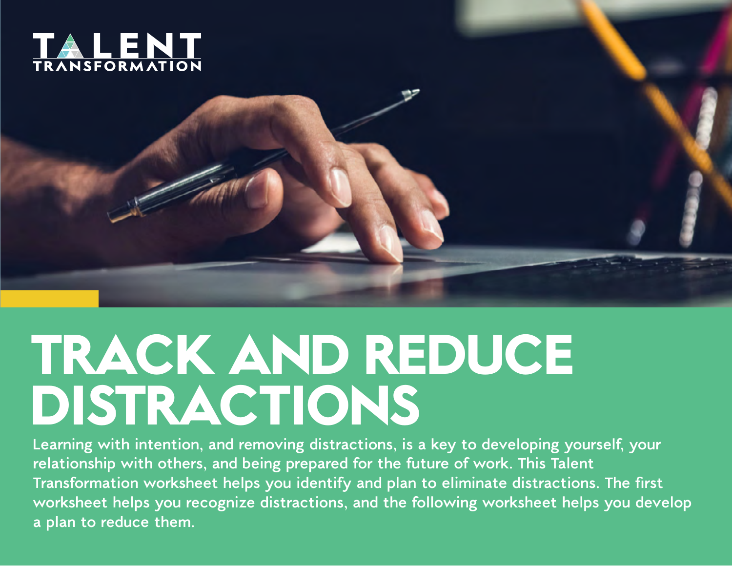TALENT TRANSFORMATION

# TRACK AND REDUCE DISTRACTIONS

Learning with intention, and removing distractions, is a key to developing yourself, your relationship with others, and being prepared for the future of work. This Talent Transformation worksheet helps you identify and plan to eliminate distractions. The first worksheet helps you recognize distractions, and the following worksheet helps you develop a plan to reduce them.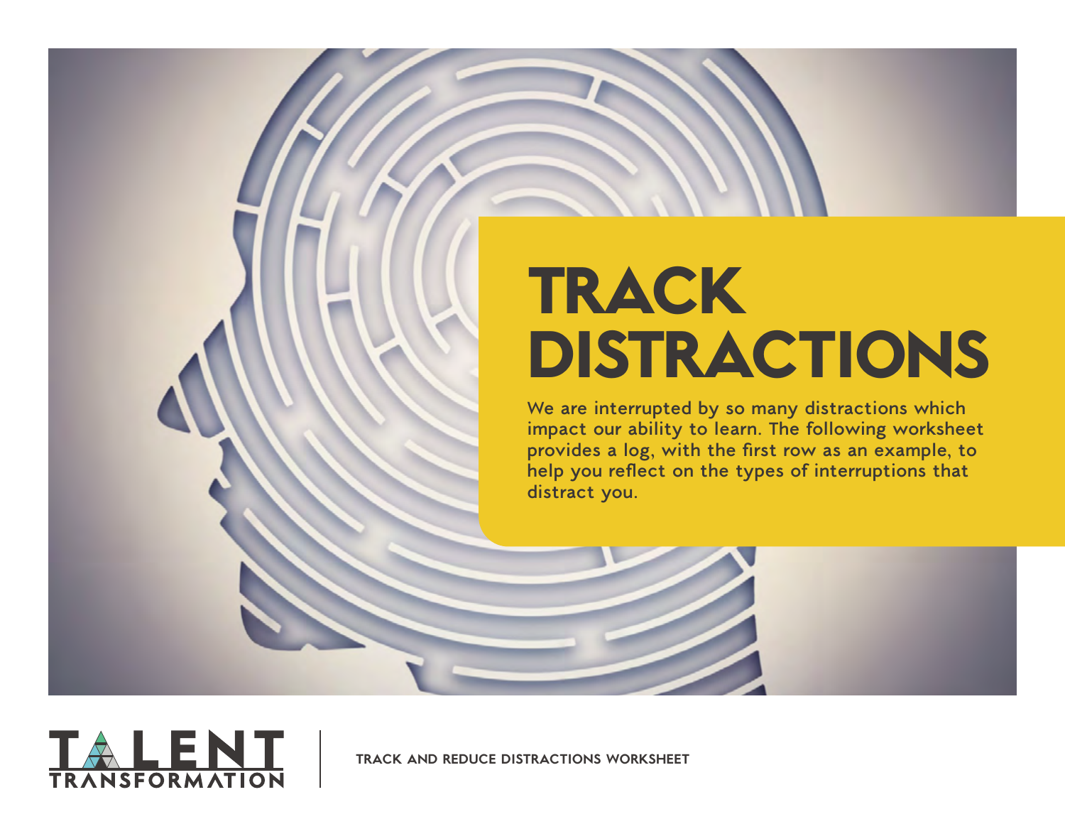# TRACK DISTRACTIONS

We are interrupted by so many distractions which impact our ability to learn. The following worksheet provides a log, with the first row as an example, to help you reflect on the types of interruptions that distract you.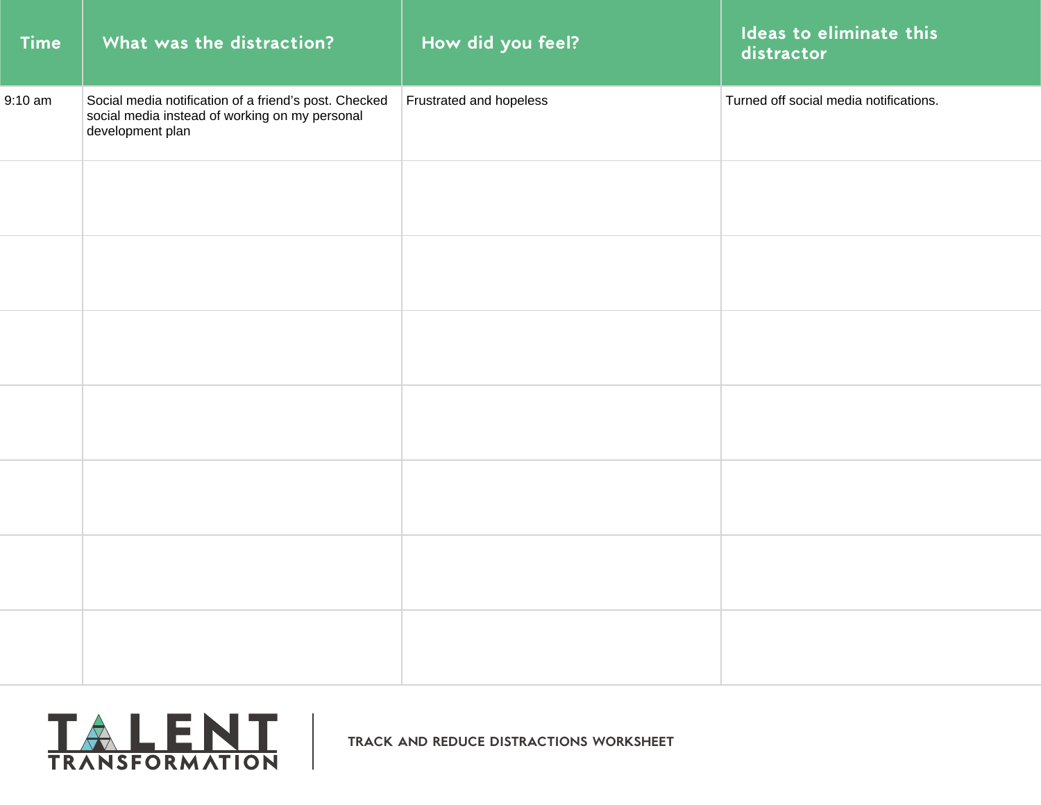| Time | What was the distraction? | How did you feel? | Ideas to eliminate this distractor |
| --- | --- | --- | --- |
| 9:10 am | Social media notification of a friend's post. Checked social media instead of working on my personal development plan | Frustrated and hopeless | Turned off social media notifications. |
| | | | |
| | | | |
| | | | |
| | | | |
| | | | |
| | | | |
| | | | |

TALENT TRANSFORMATION

TRACK AND REDUCE DISTRACTIONS WORKSHEET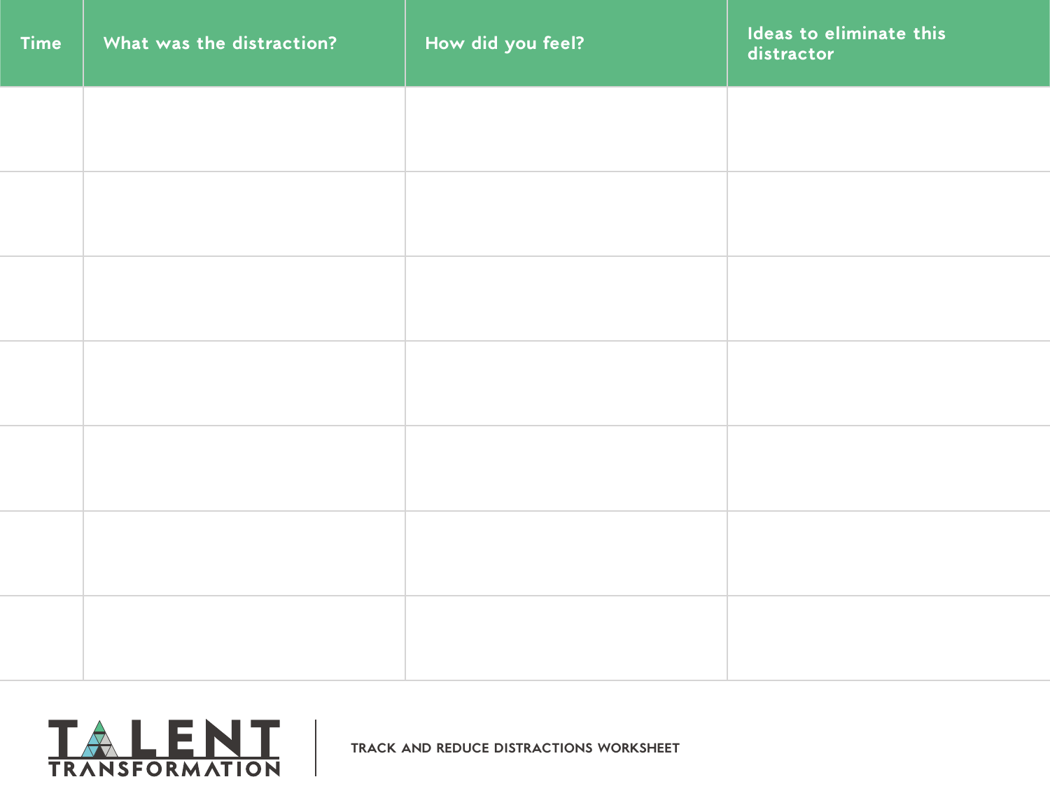| Time | What was the distraction? | How did you feel? | Ideas to eliminate this distractor |
|---|---|---|---|
| | | | |
| | | | |
| | | | |
| | | | |
| | | | |
| | | | |
| | | | |

TALENT TRANSFORMATION

TRACK AND REDUCE DISTRACTIONS WORKSHEET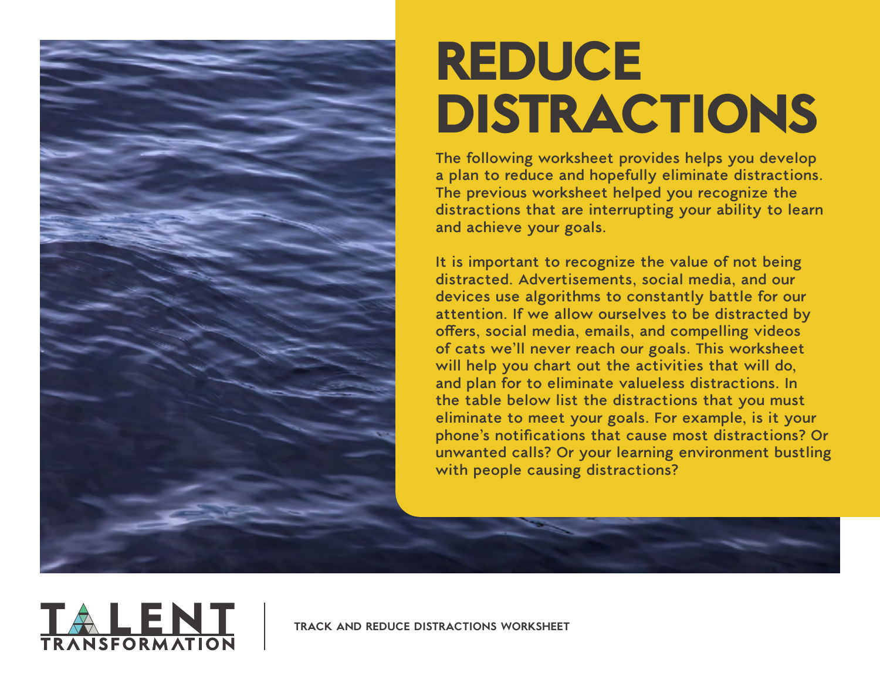# REDUCE DISTRACTIONS

The following worksheet provides helps you develop a plan to reduce and hopefully eliminate distractions. The previous worksheet helped you recognize the distractions that are interrupting your ability to learn and achieve your goals.

It is important to recognize the value of not being distracted. Advertisements, social media, and our devices use algorithms to constantly battle for our attention. If we allow ourselves to be distracted by offers, social media, emails, and compelling videos of cats we'll never reach our goals. This worksheet will help you chart out the activities that will do, and plan for to eliminate valueless distractions. In the table below list the distractions that you must eliminate to meet your goals. For example, is it your phone's notifications that cause most distractions? Or unwanted calls? Or your learning environment bustling with people causing distractions?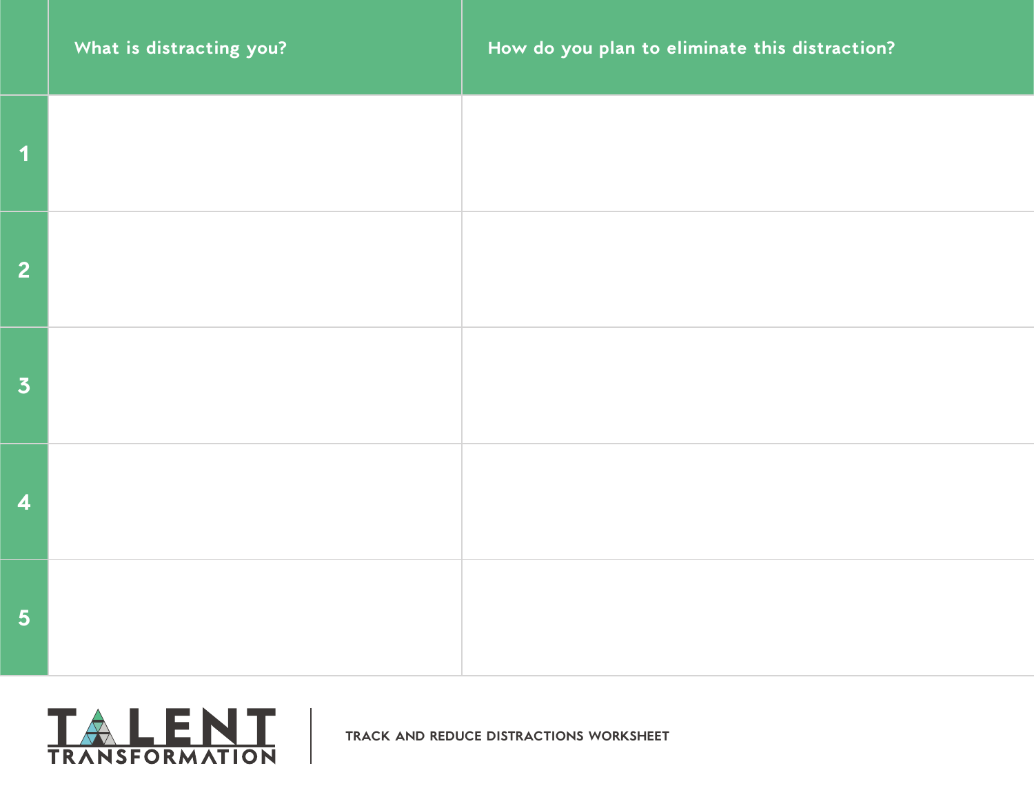| | What is distracting you? | How do you plan to eliminate this distraction? |
|---|---|---|
| 1 | | |
| 2 | | |
| 3 | | |
| 4 | | |
| 5 | | |

TALENT TRANSFORMATION

TRACK AND REDUCE DISTRACTIONS WORKSHEET